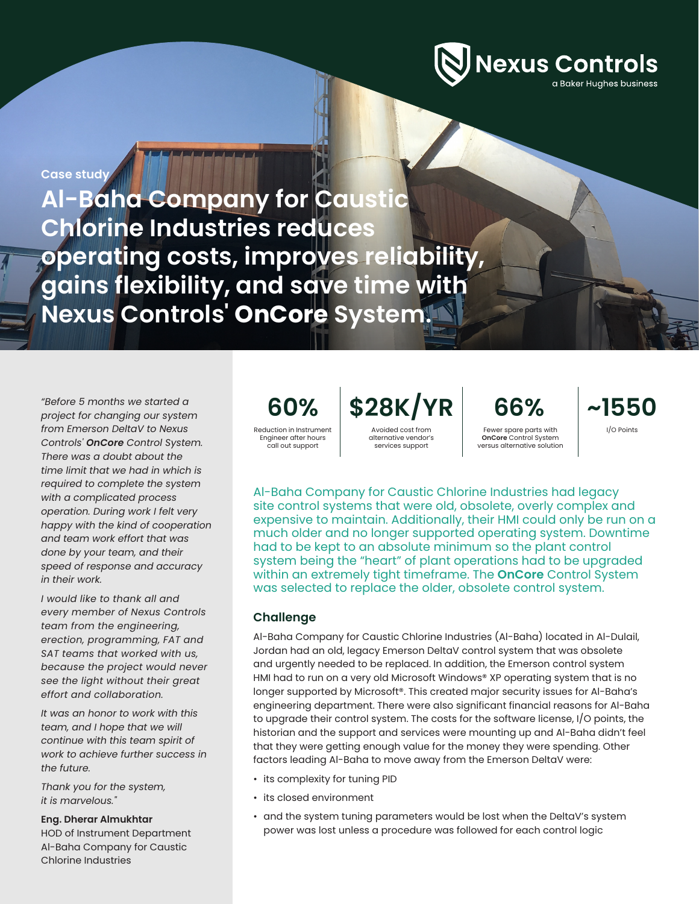Nexus Controls
a Baker Hughes business

Case study

# Al-Baha Company for Caustic Chlorine Industries reduces operating costs, improves reliability, gains flexibility, and save time with Nexus Controls' **OnCore** System.

*"Before 5 months we started a project for changing our system from Emerson DeltaV to Nexus Controls' **OnCore** Control System. There was a doubt about the time limit that we had in which is required to complete the system with a complicated process operation. During work I felt very happy with the kind of cooperation and team work effort that was done by your team, and their speed of response and accuracy in their work.*

*I would like to thank all and every member of Nexus Controls team from the engineering, erection, programming, FAT and SAT teams that worked with us, because the project would never see the light without their great effort and collaboration.*

*It was an honor to work with this team, and I hope that we will continue with this team spirit of work to achieve further success in the future.*

*Thank you for the system, it is marvelous."*

**Eng. Dherar Almukhtar**
HOD of Instrument Department
Al-Baha Company for Caustic Chlorine Industries

| 60% | $28K/YR | 66% | ~1550 |
|---|---|---|---|
| Reduction in Instrument Engineer after hours call out support | Avoided cost from alternative vendor's services support | Fewer spare parts with **OnCore** Control System versus alternative solution | I/O Points |

Al-Baha Company for Caustic Chlorine Industries had legacy site control systems that were old, obsolete, overly complex and expensive to maintain. Additionally, their HMI could only be run on a much older and no longer supported operating system. Downtime had to be kept to an absolute minimum so the plant control system being the "heart" of plant operations had to be upgraded within an extremely tight timeframe. The **OnCore** Control System was selected to replace the older, obsolete control system.

## Challenge

Al-Baha Company for Caustic Chlorine Industries (Al-Baha) located in Al-Dulail, Jordan had an old, legacy Emerson DeltaV control system that was obsolete and urgently needed to be replaced. In addition, the Emerson control system HMI had to run on a very old Microsoft Windows® XP operating system that is no longer supported by Microsoft®. This created major security issues for Al-Baha's engineering department. There were also significant financial reasons for Al-Baha to upgrade their control system. The costs for the software license, I/O points, the historian and the support and services were mounting up and Al-Baha didn't feel that they were getting enough value for the money they were spending. Other factors leading Al-Baha to move away from the Emerson DeltaV were:

- its complexity for tuning PID
- its closed environment
- and the system tuning parameters would be lost when the DeltaV's system power was lost unless a procedure was followed for each control logic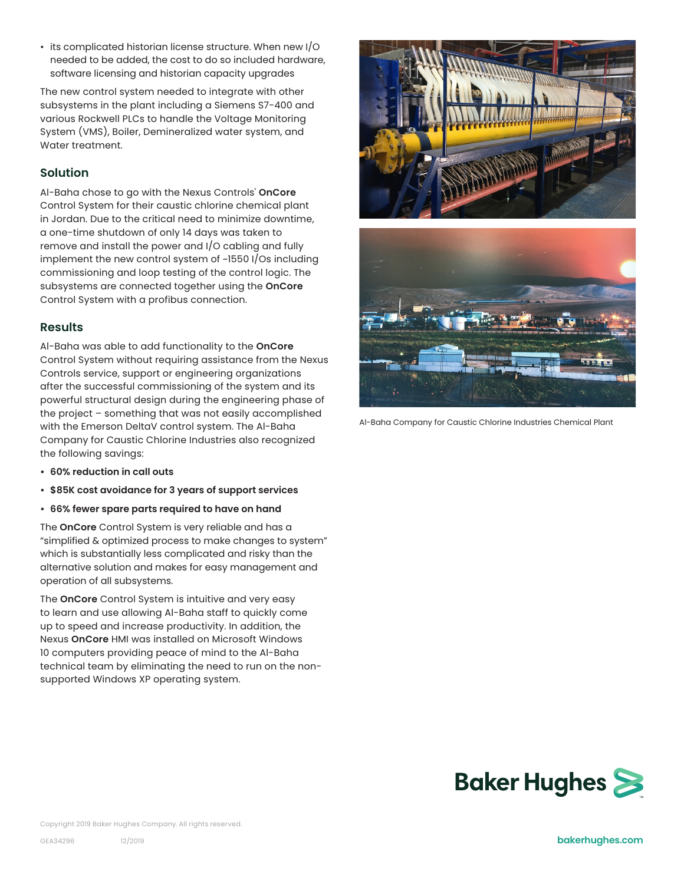- its complicated historian license structure. When new I/O needed to be added, the cost to do so included hardware, software licensing and historian capacity upgrades

The new control system needed to integrate with other subsystems in the plant including a Siemens S7-400 and various Rockwell PLCs to handle the Voltage Monitoring System (VMS), Boiler, Demineralized water system, and Water treatment.

## Solution

Al-Baha chose to go with the Nexus Controls' **OnCore** Control System for their caustic chlorine chemical plant in Jordan. Due to the critical need to minimize downtime, a one-time shutdown of only 14 days was taken to remove and install the power and I/O cabling and fully implement the new control system of ~1550 I/Os including commissioning and loop testing of the control logic. The subsystems are connected together using the **OnCore** Control System with a profibus connection.

## Results

Al-Baha was able to add functionality to the **OnCore** Control System without requiring assistance from the Nexus Controls service, support or engineering organizations after the successful commissioning of the system and its powerful structural design during the engineering phase of the project – something that was not easily accomplished with the Emerson DeltaV control system. The Al-Baha Company for Caustic Chlorine Industries also recognized the following savings:

- **60% reduction in call outs**
- **$85K cost avoidance for 3 years of support services**
- **66% fewer spare parts required to have on hand**

The **OnCore** Control System is very reliable and has a "simplified & optimized process to make changes to system" which is substantially less complicated and risky than the alternative solution and makes for easy management and operation of all subsystems.

The **OnCore** Control System is intuitive and very easy to learn and use allowing Al-Baha staff to quickly come up to speed and increase productivity. In addition, the Nexus **OnCore** HMI was installed on Microsoft Windows 10 computers providing peace of mind to the Al-Baha technical team by eliminating the need to run on the non-supported Windows XP operating system.

Al-Baha Company for Caustic Chlorine Industries Chemical Plant

Copyright 2019 Baker Hughes Company. All rights reserved.

GEA34296 12/2019

bakerhughes.com